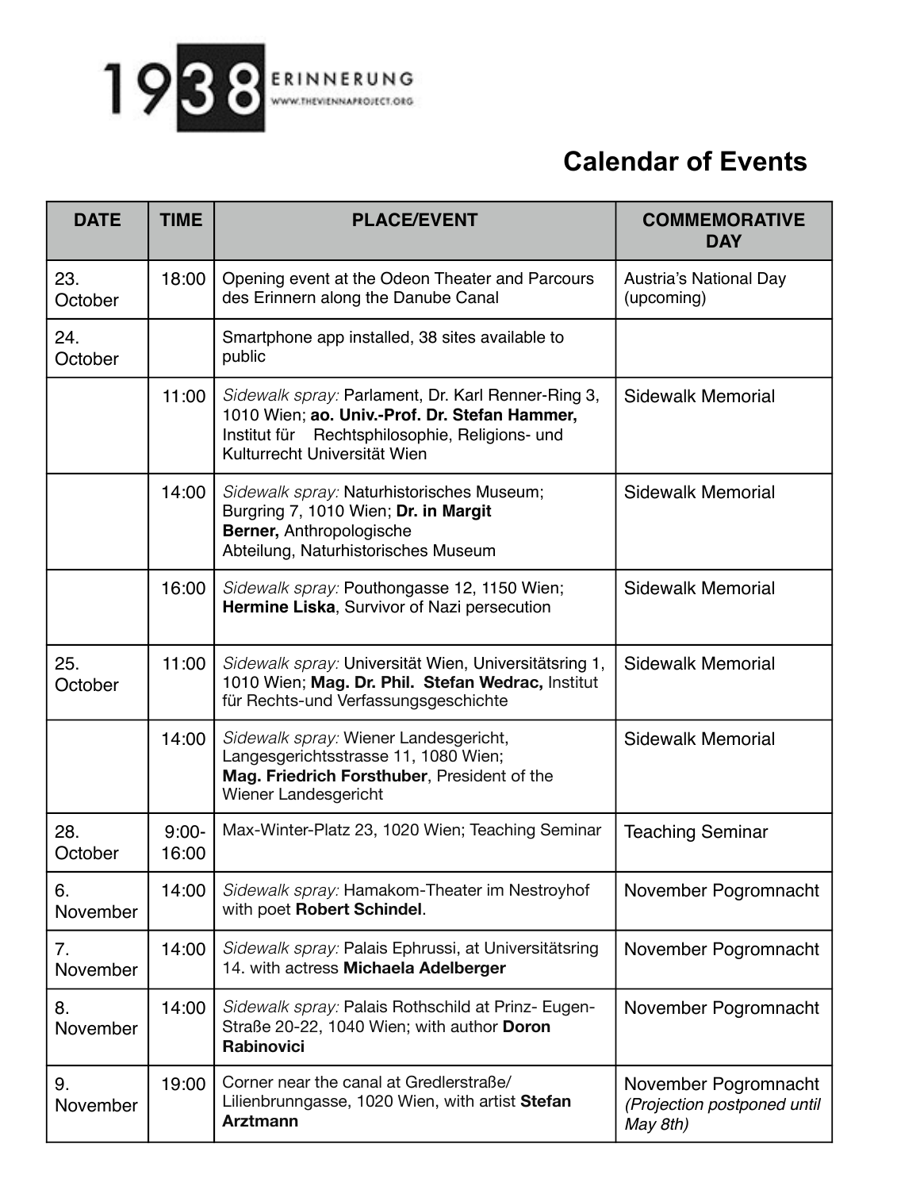1938 ERINNERUNG
WWW.THEVIENNAPROJECT.ORG

## Calendar of Events

| DATE | TIME | PLACE/EVENT | COMMEMORATIVE DAY |
|---|---|---|---|
| 23. October | 18:00 | Opening event at the Odeon Theater and Parcours des Erinnern along the Danube Canal | Austria's National Day (upcoming) |
| 24. October | | Smartphone app installed, 38 sites available to public | |
| | 11:00 | *Sidewalk spray:* Parlament, Dr. Karl Renner-Ring 3, 1010 Wien; **ao. Univ.-Prof. Dr. Stefan Hammer,** Institut für Rechtsphilosophie, Religions- und Kulturrecht Universität Wien | Sidewalk Memorial |
| | 14:00 | *Sidewalk spray:* Naturhistorisches Museum; Burgring 7, 1010 Wien; **Dr. in Margit Berner,** Anthropologische Abteilung, Naturhistorisches Museum | Sidewalk Memorial |
| | 16:00 | *Sidewalk spray:* Pouthongasse 12, 1150 Wien; **Hermine Liska**, Survivor of Nazi persecution | Sidewalk Memorial |
| 25. October | 11:00 | *Sidewalk spray:* Universität Wien, Universitätsring 1, 1010 Wien; **Mag. Dr. Phil. Stefan Wedrac,** Institut für Rechts-und Verfassungsgeschichte | Sidewalk Memorial |
| | 14:00 | *Sidewalk spray:* Wiener Landesgericht, Langesgerichtsstrasse 11, 1080 Wien; **Mag. Friedrich Forsthuber**, President of the Wiener Landesgericht | Sidewalk Memorial |
| 28. October | 9:00-16:00 | Max-Winter-Platz 23, 1020 Wien; Teaching Seminar | Teaching Seminar |
| 6. November | 14:00 | *Sidewalk spray:* Hamakom-Theater im Nestroyhof with poet **Robert Schindel**. | November Pogromnacht |
| 7. November | 14:00 | *Sidewalk spray:* Palais Ephrussi, at Universitätsring 14. with actress **Michaela Adelberger** | November Pogromnacht |
| 8. November | 14:00 | *Sidewalk spray:* Palais Rothschild at Prinz- Eugen-Straße 20-22, 1040 Wien; with author **Doron Rabinovici** | November Pogromnacht |
| 9. November | 19:00 | Corner near the canal at Gredlerstraße/ Lilienbrunngasse, 1020 Wien, with artist **Stefan Arztmann** | November Pogromnacht *(Projection postponed until May 8th)* |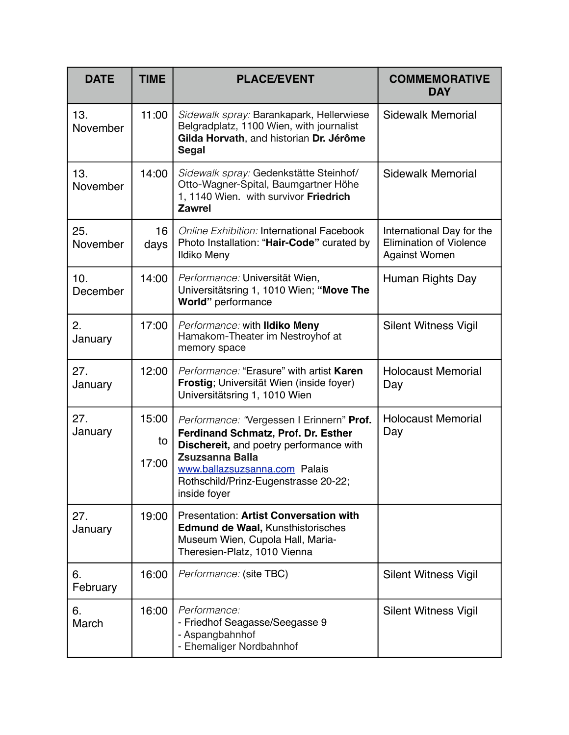| DATE | TIME | PLACE/EVENT | COMMEMORATIVE DAY |
|---|---|---|---|
| 13. November | 11:00 | *Sidewalk spray:* Barankapark, Hellerwiese Belgradplatz, 1100 Wien, with journalist **Gilda Horvath**, and historian **Dr. Jérôme Segal** | Sidewalk Memorial |
| 13. November | 14:00 | *Sidewalk spray:* Gedenkstätte Steinhof/ Otto-Wagner-Spital, Baumgartner Höhe 1, 1140 Wien. with survivor **Friedrich Zawrel** | Sidewalk Memorial |
| 25. November | 16 days | *Online Exhibition:* International Facebook Photo Installation: "**Hair-Code**" curated by Ildiko Meny | International Day for the Elimination of Violence Against Women |
| 10. December | 14:00 | *Performance:* Universität Wien, Universitätsring 1, 1010 Wien; **"Move The World"** performance | Human Rights Day |
| 2. January | 17:00 | *Performance:* with **Ildiko Meny** Hamakom-Theater im Nestroyhof at memory space | Silent Witness Vigil |
| 27. January | 12:00 | *Performance:* "Erasure" with artist **Karen Frostig**; Universität Wien (inside foyer) Universitätsring 1, 1010 Wien | Holocaust Memorial Day |
| 27. January | 15:00 to 17:00 | *Performance:* "Vergessen I Erinnern" **Prof. Ferdinand Schmatz, Prof. Dr. Esther Dischereit,** and poetry performance with **Zsuzsanna Balla** www.ballazsuzsanna.com Palais Rothschild/Prinz-Eugenstrasse 20-22; inside foyer | Holocaust Memorial Day |
| 27. January | 19:00 | Presentation: **Artist Conversation with Edmund de Waal,** Kunsthistorisches Museum Wien, Cupola Hall, Maria-Theresien-Platz, 1010 Vienna | |
| 6. February | 16:00 | *Performance:* (site TBC) | Silent Witness Vigil |
| 6. March | 16:00 | *Performance:*<br>- Friedhof Seagasse/Seegasse 9<br>- Aspangbahnhof<br>- Ehemaliger Nordbahnhof | Silent Witness Vigil |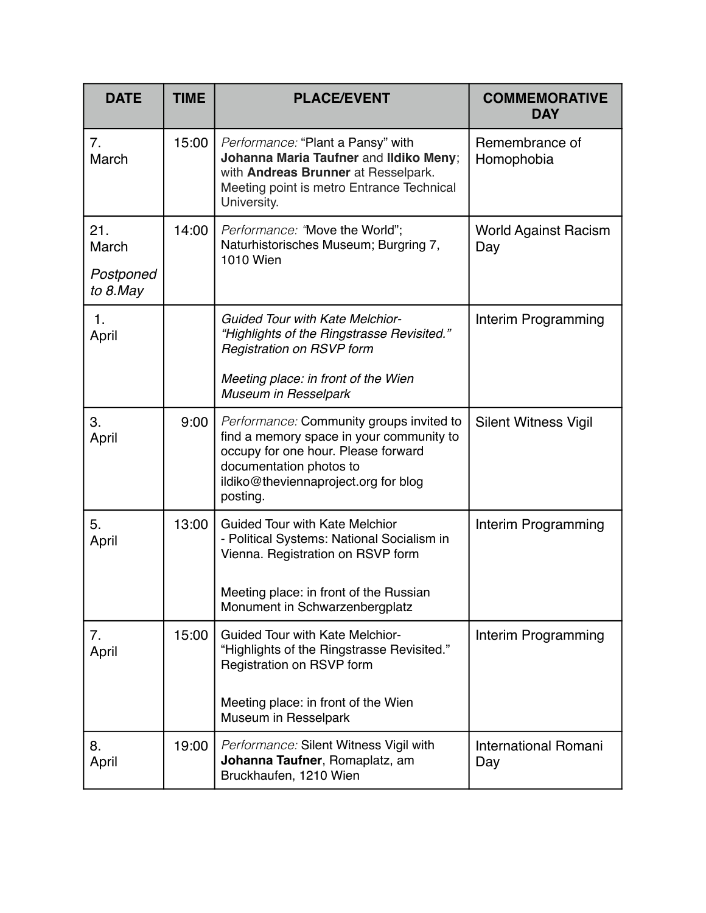| DATE | TIME | PLACE/EVENT | COMMEMORATIVE DAY |
|---|---|---|---|
| 7. March | 15:00 | *Performance:* "Plant a Pansy" with **Johanna Maria Taufner** and **Ildiko Meny**; with **Andreas Brunner** at Resselpark. Meeting point is metro Entrance Technical University. | Remembrance of Homophobia |
| 21. March *Postponed to 8.May* | 14:00 | *Performance:* "Move the World"; Naturhistorisches Museum; Burgring 7, 1010 Wien | World Against Racism Day |
| 1. April | | *Guided Tour with Kate Melchior- "Highlights of the Ringstrasse Revisited." Registration on RSVP form* *Meeting place: in front of the Wien Museum in Resselpark* | Interim Programming |
| 3. April | 9:00 | *Performance:* Community groups invited to find a memory space in your community to occupy for one hour. Please forward documentation photos to ildiko@theviennaproject.org for blog posting. | Silent Witness Vigil |
| 5. April | 13:00 | Guided Tour with Kate Melchior - Political Systems: National Socialism in Vienna. Registration on RSVP form Meeting place: in front of the Russian Monument in Schwarzenbergplatz | Interim Programming |
| 7. April | 15:00 | Guided Tour with Kate Melchior- "Highlights of the Ringstrasse Revisited." Registration on RSVP form Meeting place: in front of the Wien Museum in Resselpark | Interim Programming |
| 8. April | 19:00 | *Performance:* Silent Witness Vigil with **Johanna Taufner**, Romaplatz, am Bruckhaufen, 1210 Wien | International Romani Day |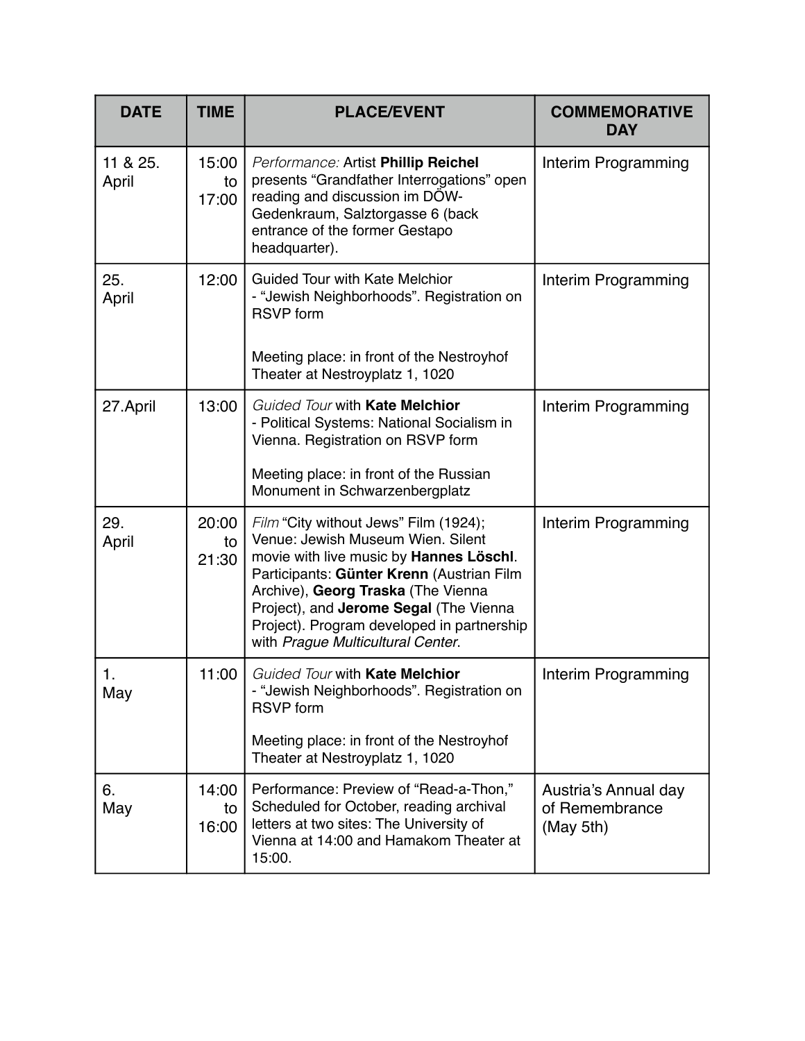| DATE | TIME | PLACE/EVENT | COMMEMORATIVE DAY |
| --- | --- | --- | --- |
| 11 & 25. April | 15:00 to 17:00 | *Performance:* Artist **Phillip Reichel** presents “Grandfather Interrogations” open reading and discussion im DÖW-Gedenkraum, Salztorgasse 6 (back entrance of the former Gestapo headquarter). | Interim Programming |
| 25. April | 12:00 | Guided Tour with Kate Melchior - “Jewish Neighborhoods”. Registration on RSVP form<br><br>Meeting place: in front of the Nestroyhof Theater at Nestroyplatz 1, 1020 | Interim Programming |
| 27.April | 13:00 | *Guided Tour* with **Kate Melchior** - Political Systems: National Socialism in Vienna. Registration on RSVP form<br><br>Meeting place: in front of the Russian Monument in Schwarzenbergplatz | Interim Programming |
| 29. April | 20:00 to 21:30 | *Film* “City without Jews” Film (1924); Venue: Jewish Museum Wien. Silent movie with live music by **Hannes Löschl**. Participants: **Günter Krenn** (Austrian Film Archive), **Georg Traska** (The Vienna Project), and **Jerome Segal** (The Vienna Project). Program developed in partnership with *Prague Multicultural Center*. | Interim Programming |
| 1. May | 11:00 | *Guided Tour* with **Kate Melchior** - “Jewish Neighborhoods”. Registration on RSVP form<br><br>Meeting place: in front of the Nestroyhof Theater at Nestroyplatz 1, 1020 | Interim Programming |
| 6. May | 14:00 to 16:00 | Performance: Preview of “Read-a-Thon,” Scheduled for October, reading archival letters at two sites: The University of Vienna at 14:00 and Hamakom Theater at 15:00. | Austria’s Annual day of Remembrance (May 5th) |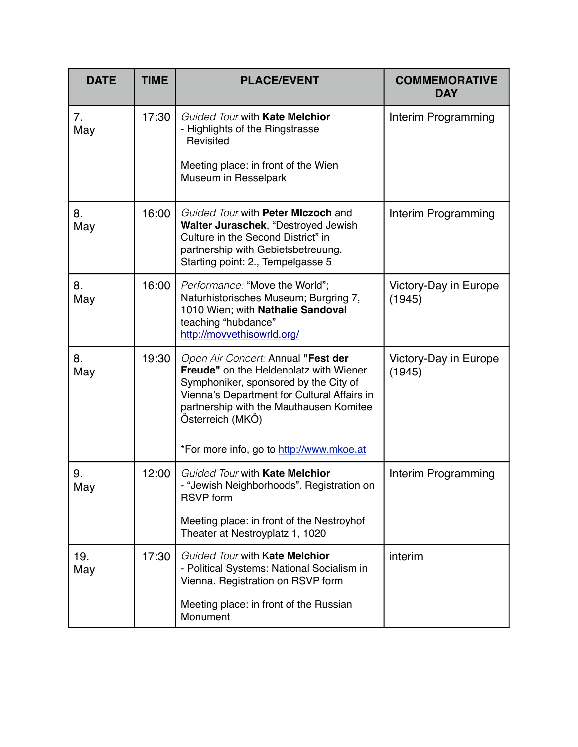| DATE | TIME | PLACE/EVENT | COMMEMORATIVE DAY |
|---|---|---|---|
| 7. May | 17:30 | *Guided Tour* with **Kate Melchior** - Highlights of the Ringstrasse Revisited<br><br>Meeting place: in front of the Wien Museum in Resselpark | Interim Programming |
| 8. May | 16:00 | *Guided Tour* with **Peter Mlczoch** and **Walter Juraschek**, “Destroyed Jewish Culture in the Second District” in partnership with Gebietsbetreuung. Starting point: 2., Tempelgasse 5 | Interim Programming |
| 8. May | 16:00 | *Performance:* “Move the World”; Naturhistorisches Museum; Burgring 7, 1010 Wien; with **Nathalie Sandoval** teaching “hubdance” [http://movvethisowrld.org/](http://movvethisowrld.org/) | Victory-Day in Europe (1945) |
| 8. May | 19:30 | *Open Air Concert:* Annual **"Fest der Freude"** on the Heldenplatz with Wiener Symphoniker, sponsored by the City of Vienna’s Department for Cultural Affairs in partnership with the Mauthausen Komitee Österreich (MKÖ)<br><br>*For more info, go to [http://www.mkoe.at](http://www.mkoe.at) | Victory-Day in Europe (1945) |
| 9. May | 12:00 | *Guided Tour* with **Kate Melchior** - “Jewish Neighborhoods”. Registration on RSVP form<br><br>Meeting place: in front of the Nestroyhof Theater at Nestroyplatz 1, 1020 | Interim Programming |
| 19. May | 17:30 | *Guided Tour* with **Kate Melchior** - Political Systems: National Socialism in Vienna. Registration on RSVP form<br><br>Meeting place: in front of the Russian Monument | interim |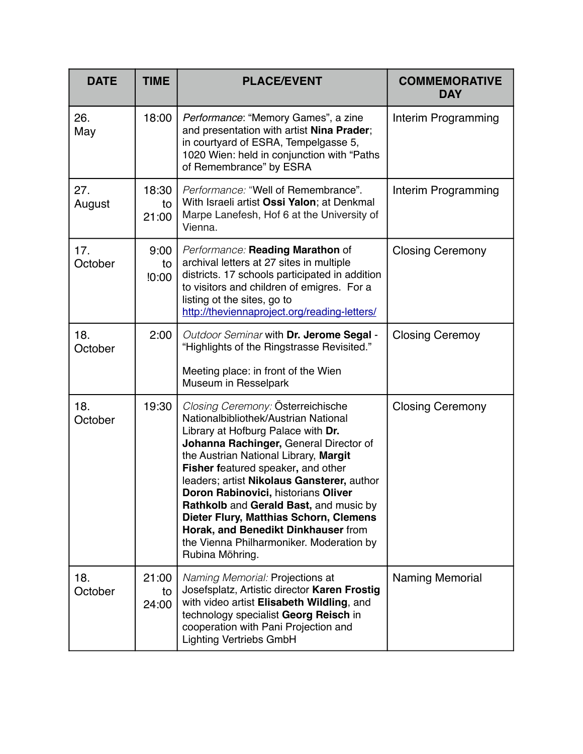| DATE | TIME | PLACE/EVENT | COMMEMORATIVE DAY |
| --- | --- | --- | --- |
| 26. May | 18:00 | *Performance*: "Memory Games", a zine and presentation with artist **Nina Prader**; in courtyard of ESRA, Tempelgasse 5, 1020 Wien: held in conjunction with "Paths of Remembrance" by ESRA | Interim Programming |
| 27. August | 18:30 to 21:00 | *Performance:* "Well of Remembrance". With Israeli artist **Ossi Yalon**; at Denkmal Marpe Lanefesh, Hof 6 at the University of Vienna. | Interim Programming |
| 17. October | 9:00 to !0:00 | *Performance:* **Reading Marathon** of archival letters at 27 sites in multiple districts. 17 schools participated in addition to visitors and children of emigres. For a listing ot the sites, go to [http://theviennaproject.org/reading-letters/](http://theviennaproject.org/reading-letters/) | Closing Ceremony |
| 18. October | 2:00 | *Outdoor Seminar* with **Dr. Jerome Segal** - "Highlights of the Ringstrasse Revisited." Meeting place: in front of the Wien Museum in Resselpark | Closing Ceremoy |
| 18. October | 19:30 | *Closing Ceremony:* Österreichische Nationalbibliothek/Austrian National Library at Hofburg Palace with **Dr. Johanna Rachinger,** General Director of the Austrian National Library, **Margit Fisher f**eatured speaker**,** and other leaders; artist **Nikolaus Gansterer,** author **Doron Rabinovici,** historians **Oliver Rathkolb** and **Gerald Bast,** and music by **Dieter Flury, Matthias Schorn, Clemens Horak, and Benedikt Dinkhauser** from the Vienna Philharmoniker. Moderation by Rubina Möhring. | Closing Ceremony |
| 18. October | 21:00 to 24:00 | *Naming Memorial:* Projections at Josefsplatz, Artistic director **Karen Frostig** with video artist **Elisabeth Wildling**, and technology specialist **Georg Reisch** in cooperation with Pani Projection and Lighting Vertriebs GmbH | Naming Memorial |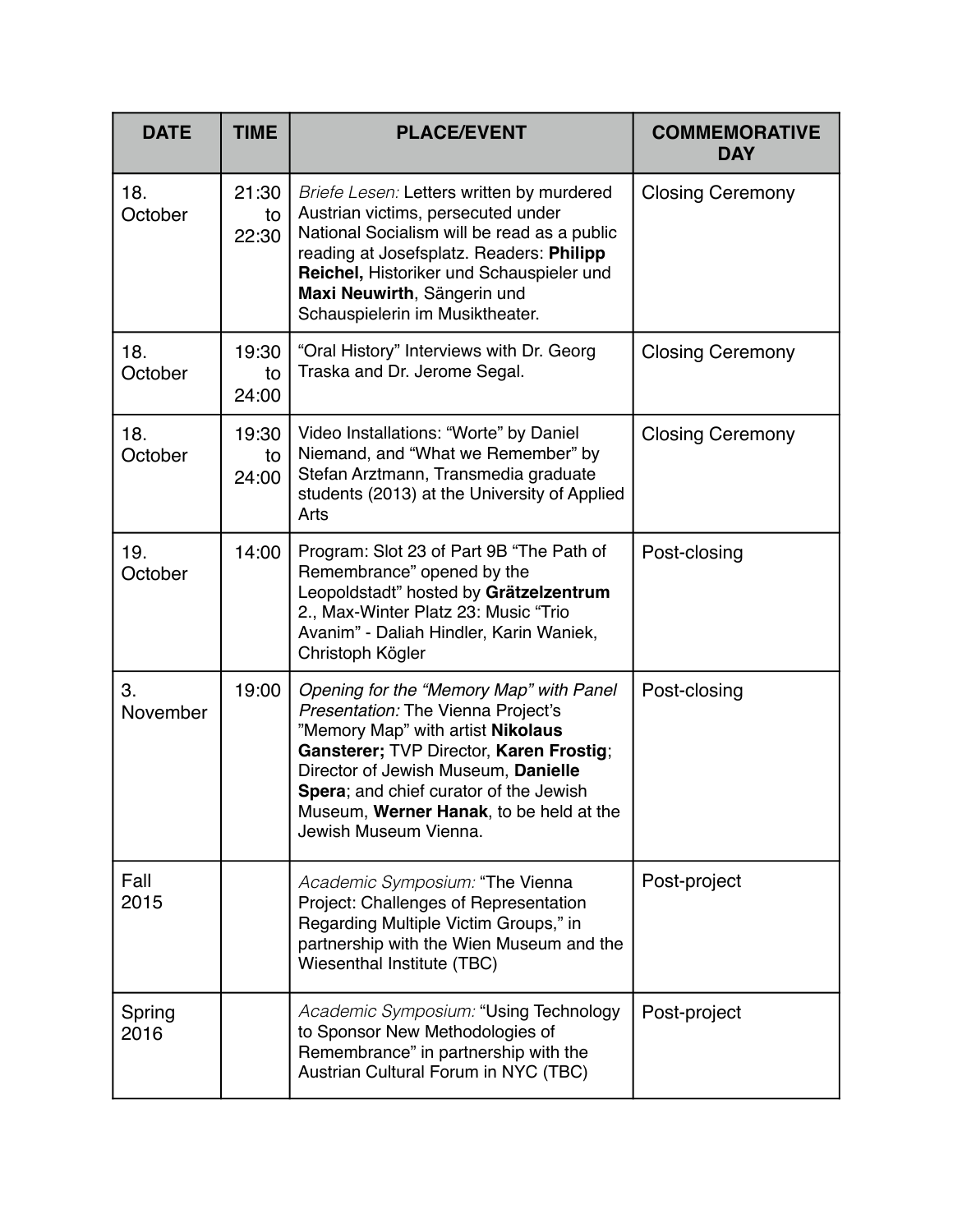| DATE | TIME | PLACE/EVENT | COMMEMORATIVE DAY |
|---|---|---|---|
| 18. October | 21:30 to 22:30 | *Briefe Lesen:* Letters written by murdered Austrian victims, persecuted under National Socialism will be read as a public reading at Josefsplatz. Readers: **Philipp Reichel,** Historiker und Schauspieler und **Maxi Neuwirth**, Sängerin und Schauspielerin im Musiktheater. | Closing Ceremony |
| 18. October | 19:30 to 24:00 | "Oral History" Interviews with Dr. Georg Traska and Dr. Jerome Segal. | Closing Ceremony |
| 18. October | 19:30 to 24:00 | Video Installations: "Worte" by Daniel Niemand, and "What we Remember" by Stefan Arztmann, Transmedia graduate students (2013) at the University of Applied Arts | Closing Ceremony |
| 19. October | 14:00 | Program: Slot 23 of Part 9B "The Path of Remembrance" opened by the Leopoldstadt" hosted by **Grätzelzentrum** 2., Max-Winter Platz 23: Music "Trio Avanim" - Daliah Hindler, Karin Waniek, Christoph Kögler | Post-closing |
| 3. November | 19:00 | *Opening for the "Memory Map" with Panel Presentation:* The Vienna Project's "Memory Map" with artist **Nikolaus Gansterer;** TVP Director, **Karen Frostig**; Director of Jewish Museum, **Danielle Spera**; and chief curator of the Jewish Museum, **Werner Hanak**, to be held at the Jewish Museum Vienna. | Post-closing |
| Fall 2015 | | *Academic Symposium:* "The Vienna Project: Challenges of Representation Regarding Multiple Victim Groups," in partnership with the Wien Museum and the Wiesenthal Institute (TBC) | Post-project |
| Spring 2016 | | *Academic Symposium:* "Using Technology to Sponsor New Methodologies of Remembrance" in partnership with the Austrian Cultural Forum in NYC (TBC) | Post-project |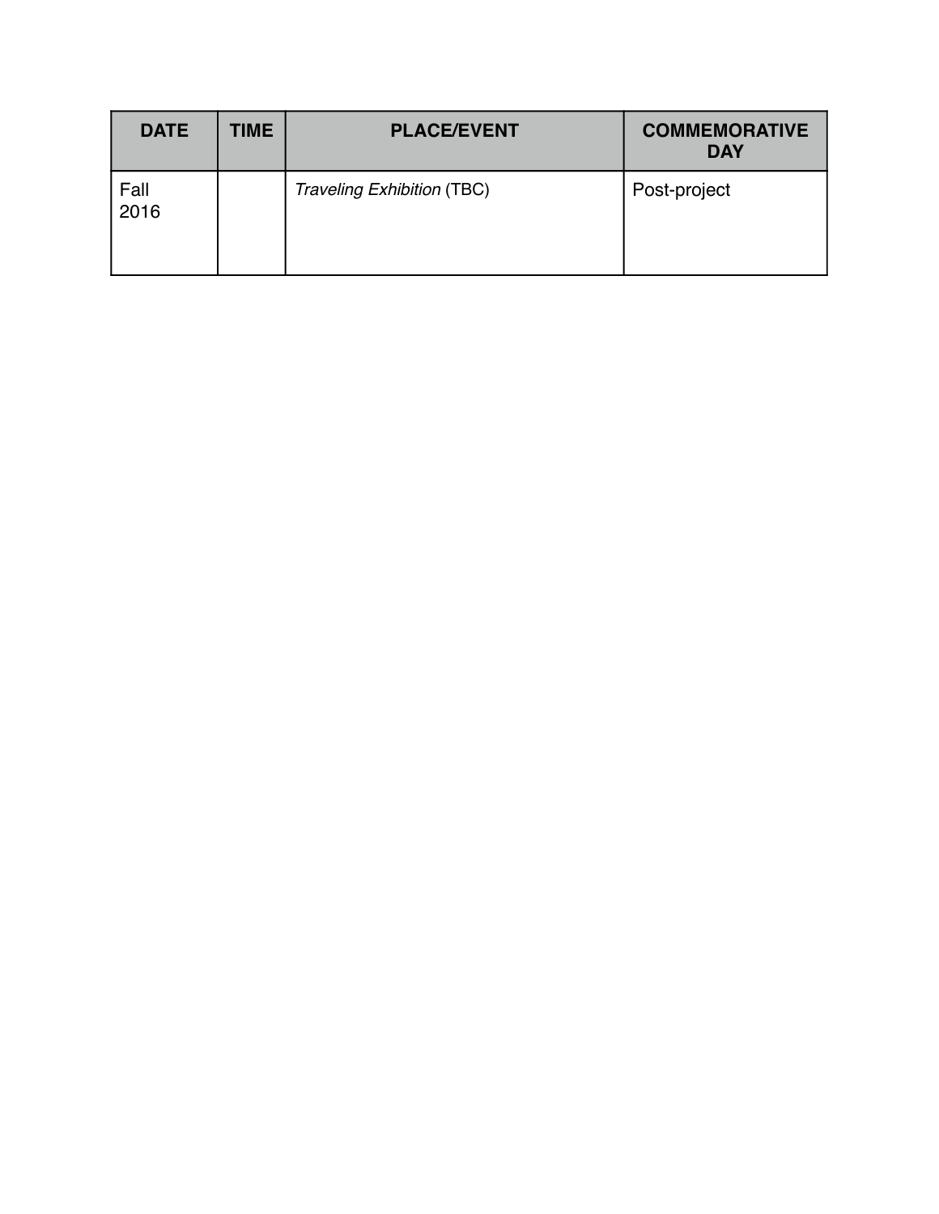| DATE | TIME | PLACE/EVENT | COMMEMORATIVE DAY |
| --- | --- | --- | --- |
| Fall 2016 | | *Traveling Exhibition* (TBC) | Post-project |